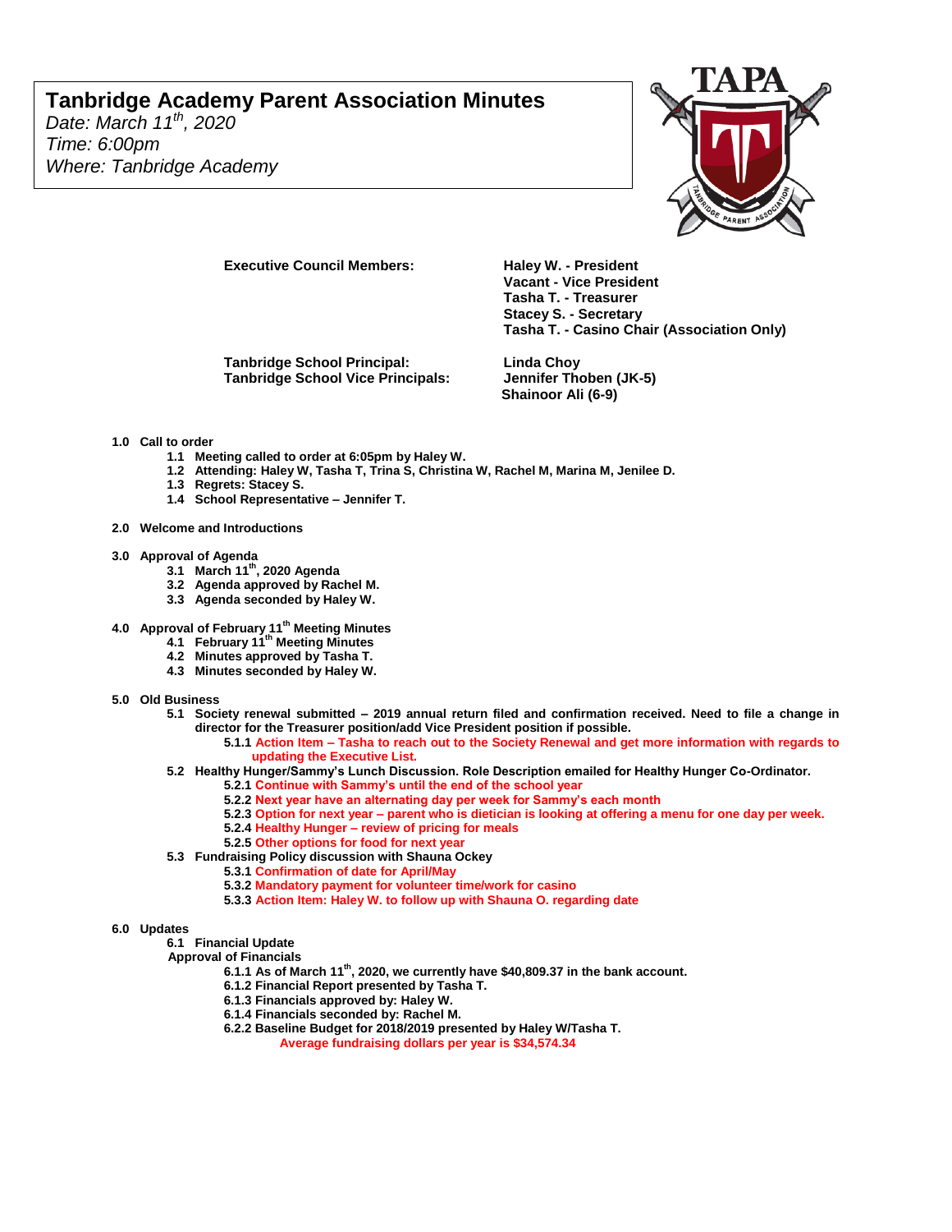# Tanbridge Academy Parent Association Minutes

*Date: March 11th, 2020*
*Time: 6:00pm*
*Where: Tanbridge Academy*

TAPA

**Executive Council Members:**
**Haley W. - President**
**Vacant - Vice President**
**Tasha T. - Treasurer**
**Stacey S. - Secretary**
**Tasha T. - Casino Chair (Association Only)**

**Tanbridge School Principal:** **Linda Choy**
**Tanbridge School Vice Principals:** **Jennifer Thoben (JK-5)**
**Shainoor Ali (6-9)**

**1.0 Call to order**
- **1.1 Meeting called to order at 6:05pm by Haley W.**
- **1.2 Attending: Haley W, Tasha T, Trina S, Christina W, Rachel M, Marina M, Jenilee D.**
- **1.3 Regrets: Stacey S.**
- **1.4 School Representative – Jennifer T.**

**2.0 Welcome and Introductions**

**3.0 Approval of Agenda**
- **3.1 March 11th, 2020 Agenda**
- **3.2 Agenda approved by Rachel M.**
- **3.3 Agenda seconded by Haley W.**

**4.0 Approval of February 11th Meeting Minutes**
- **4.1 February 11th Meeting Minutes**
- **4.2 Minutes approved by Tasha T.**
- **4.3 Minutes seconded by Haley W.**

**5.0 Old Business**
- **5.1 Society renewal submitted – 2019 annual return filed and confirmation received. Need to file a change in director for the Treasurer position/add Vice President position if possible.**
  - **5.1.1 Action Item – Tasha to reach out to the Society Renewal and get more information with regards to updating the Executive List.**
- **5.2 Healthy Hunger/Sammy's Lunch Discussion. Role Description emailed for Healthy Hunger Co-Ordinator.**
  - **5.2.1 Continue with Sammy's until the end of the school year**
  - **5.2.2 Next year have an alternating day per week for Sammy's each month**
  - **5.2.3 Option for next year – parent who is dietician is looking at offering a menu for one day per week.**
  - **5.2.4 Healthy Hunger – review of pricing for meals**
  - **5.2.5 Other options for food for next year**
- **5.3 Fundraising Policy discussion with Shauna Ockey**
  - **5.3.1 Confirmation of date for April/May**
  - **5.3.2 Mandatory payment for volunteer time/work for casino**
  - **5.3.3 Action Item: Haley W. to follow up with Shauna O. regarding date**

**6.0 Updates**
- **6.1 Financial Update**

**Approval of Financials**
- **6.1.1 As of March 11th, 2020, we currently have $40,809.37 in the bank account.**
- **6.1.2 Financial Report presented by Tasha T.**
- **6.1.3 Financials approved by: Haley W.**
- **6.1.4 Financials seconded by: Rachel M.**
- **6.2.2 Baseline Budget for 2018/2019 presented by Haley W/Tasha T.**
  - **Average fundraising dollars per year is $34,574.34**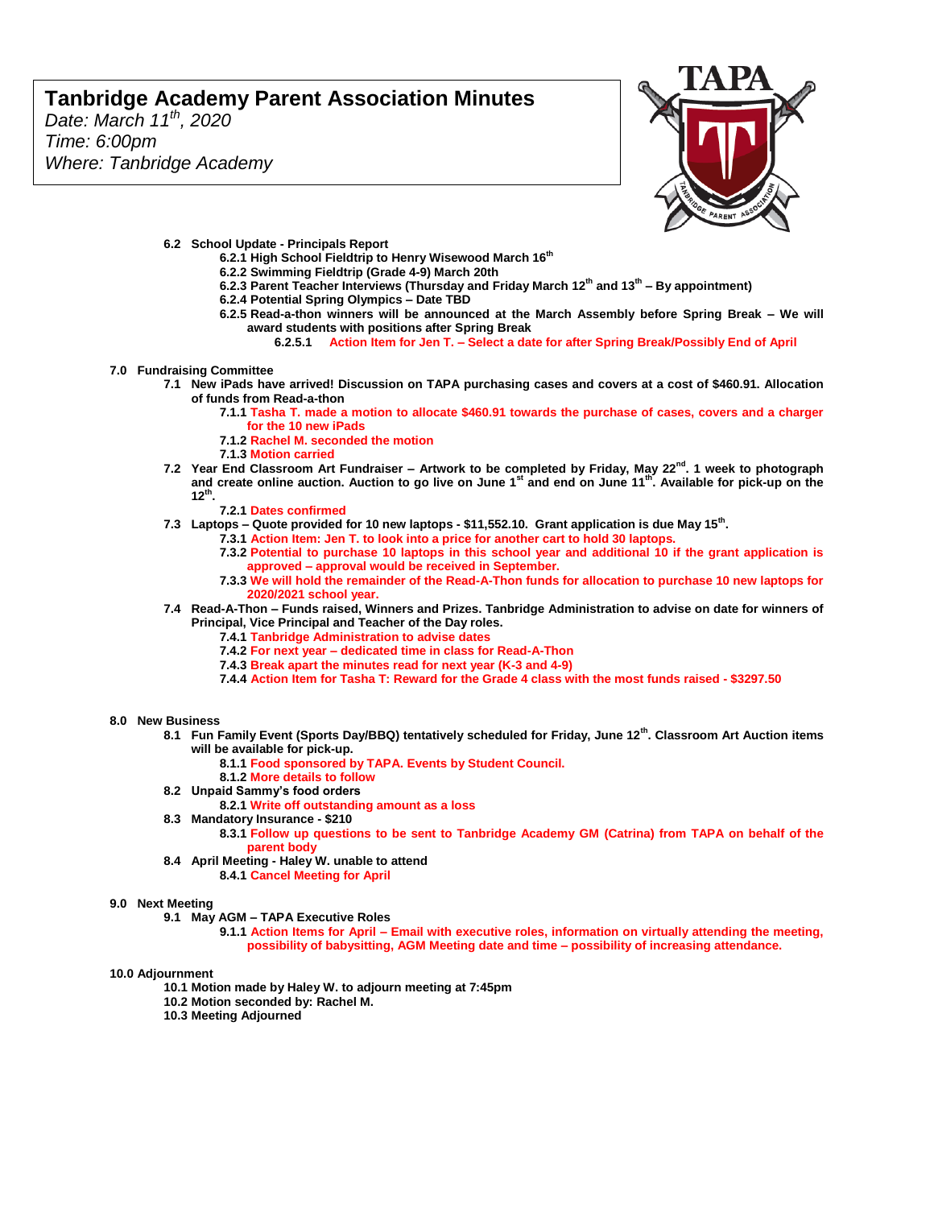# Tanbridge Academy Parent Association Minutes

*Date: March 11th, 2020*
*Time: 6:00pm*
*Where: Tanbridge Academy*

**6.2 School Update - Principals Report**

- **6.2.1 High School Fieldtrip to Henry Wisewood March 16th**
- **6.2.2 Swimming Fieldtrip (Grade 4-9) March 20th**
- **6.2.3 Parent Teacher Interviews (Thursday and Friday March 12th and 13th – By appointment)**
- **6.2.4 Potential Spring Olympics – Date TBD**
- **6.2.5 Read-a-thon winners will be announced at the March Assembly before Spring Break – We will award students with positions after Spring Break**
  - **6.2.5.1 Action Item for Jen T. – Select a date for after Spring Break/Possibly End of April**

**7.0 Fundraising Committee**

**7.1 New iPads have arrived! Discussion on TAPA purchasing cases and covers at a cost of $460.91. Allocation of funds from Read-a-thon**

- **7.1.1 Tasha T. made a motion to allocate $460.91 towards the purchase of cases, covers and a charger for the 10 new iPads**
- **7.1.2 Rachel M. seconded the motion**
- **7.1.3 Motion carried**

**7.2 Year End Classroom Art Fundraiser – Artwork to be completed by Friday, May 22nd. 1 week to photograph and create online auction. Auction to go live on June 1st and end on June 11th. Available for pick-up on the 12th.**

- **7.2.1 Dates confirmed**

**7.3 Laptops – Quote provided for 10 new laptops - $11,552.10. Grant application is due May 15th.**

- **7.3.1 Action Item: Jen T. to look into a price for another cart to hold 30 laptops.**
- **7.3.2 Potential to purchase 10 laptops in this school year and additional 10 if the grant application is approved – approval would be received in September.**
- **7.3.3 We will hold the remainder of the Read-A-Thon funds for allocation to purchase 10 new laptops for 2020/2021 school year.**

**7.4 Read-A-Thon – Funds raised, Winners and Prizes. Tanbridge Administration to advise on date for winners of Principal, Vice Principal and Teacher of the Day roles.**

- **7.4.1 Tanbridge Administration to advise dates**
- **7.4.2 For next year – dedicated time in class for Read-A-Thon**
- **7.4.3 Break apart the minutes read for next year (K-3 and 4-9)**
- **7.4.4 Action Item for Tasha T: Reward for the Grade 4 class with the most funds raised - $3297.50**

**8.0 New Business**

**8.1 Fun Family Event (Sports Day/BBQ) tentatively scheduled for Friday, June 12th. Classroom Art Auction items will be available for pick-up.**

- **8.1.1 Food sponsored by TAPA. Events by Student Council.**
- **8.1.2 More details to follow**

**8.2 Unpaid Sammy's food orders**

- **8.2.1 Write off outstanding amount as a loss**

**8.3 Mandatory Insurance - $210**

- **8.3.1 Follow up questions to be sent to Tanbridge Academy GM (Catrina) from TAPA on behalf of the parent body**

**8.4 April Meeting - Haley W. unable to attend**

- **8.4.1 Cancel Meeting for April**

**9.0 Next Meeting**

**9.1 May AGM – TAPA Executive Roles**

- **9.1.1 Action Items for April – Email with executive roles, information on virtually attending the meeting, possibility of babysitting, AGM Meeting date and time – possibility of increasing attendance.**

**10.0 Adjournment**

- **10.1 Motion made by Haley W. to adjourn meeting at 7:45pm**
- **10.2 Motion seconded by: Rachel M.**
- **10.3 Meeting Adjourned**